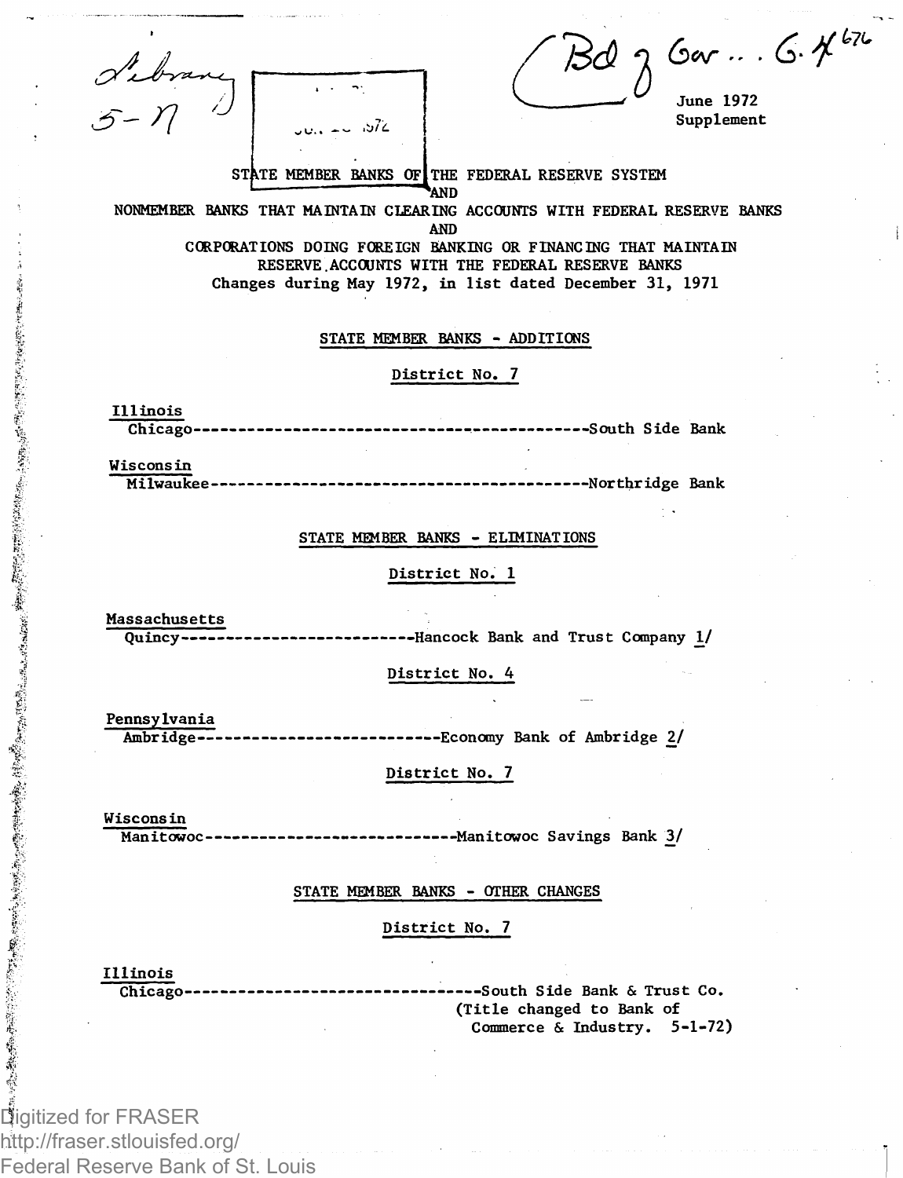June 1972
Supplement

# STATE MEMBER BANKS OF THE FEDERAL RESERVE SYSTEM
AND
NONMEMBER BANKS THAT MAINTAIN CLEARING ACCOUNTS WITH FEDERAL RESERVE BANKS
AND
CORPORATIONS DOING FOREIGN BANKING OR FINANCING THAT MAINTAIN RESERVE ACCOUNTS WITH THE FEDERAL RESERVE BANKS

Changes during May 1972, in list dated December 31, 1971

## STATE MEMBER BANKS - ADDITIONS

### District No. 7

**Illinois**

Chicago--------------------------------------------South Side Bank

**Wisconsin**

Milwaukee------------------------------------------Northridge Bank

## STATE MEMBER BANKS - ELIMINATIONS

### District No. 1

**Massachusetts**

Quincy-------------------------Hancock Bank and Trust Company 1/

### District No. 4

**Pennsylvania**

Ambridge--------------------------Economy Bank of Ambridge 2/

### District No. 7

**Wisconsin**

Manitowoc----------------------------Manitowoc Savings Bank 3/

## STATE MEMBER BANKS - OTHER CHANGES

### District No. 7

**Illinois**

Chicago---------------------------------South Side Bank & Trust Co.
(Title changed to Bank of Commerce & Industry. 5-1-72)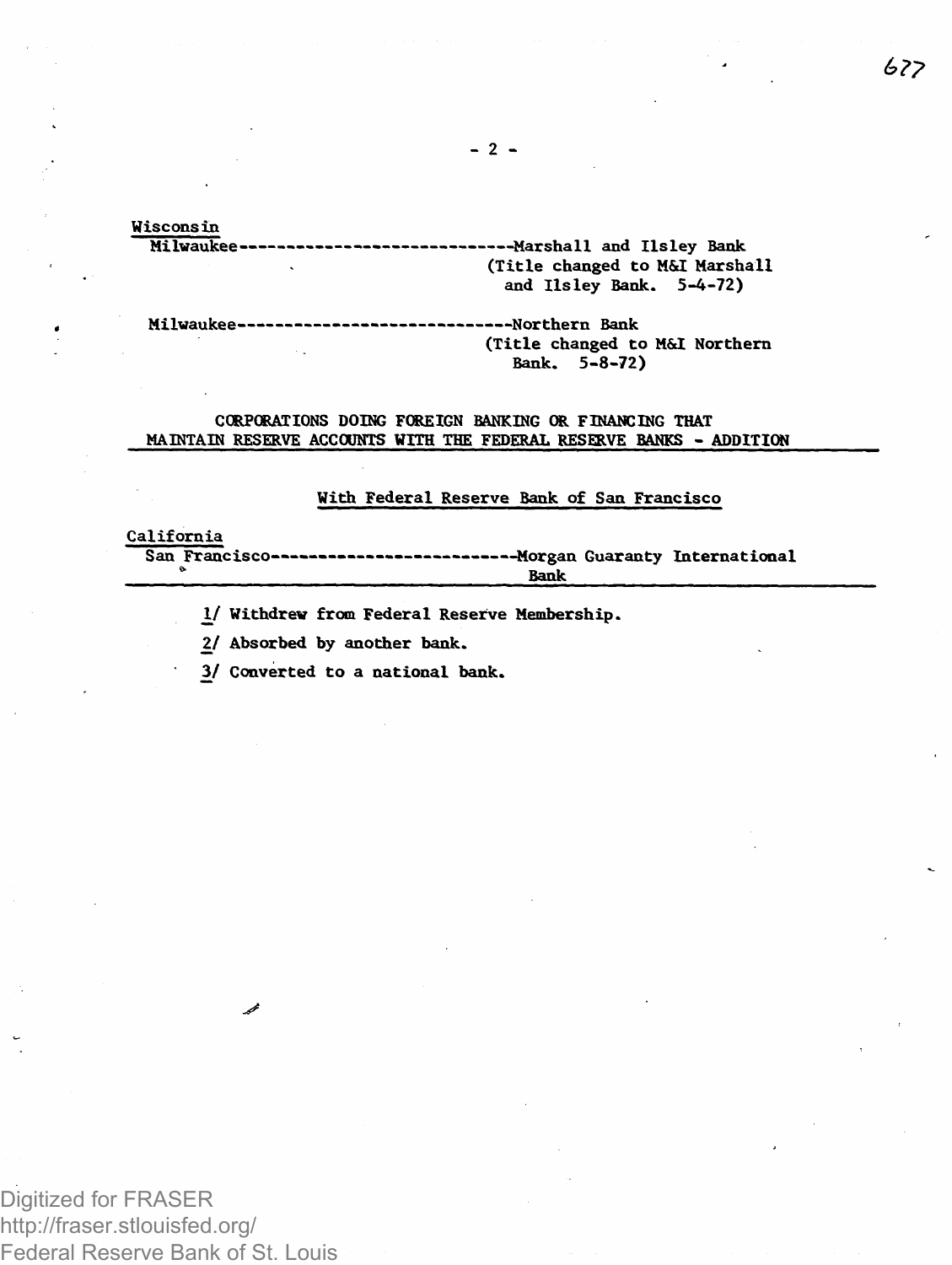Wisconsin

Milwaukee------------------------------Marshall and Ilsley Bank
(Title changed to M&I Marshall and Ilsley Bank. 5-4-72)

Milwaukee------------------------------Northern Bank
(Title changed to M&I Northern Bank. 5-8-72)

## CORPORATIONS DOING FOREIGN BANKING OR FINANCING THAT MAINTAIN RESERVE ACCOUNTS WITH THE FEDERAL RESERVE BANKS - ADDITION

### With Federal Reserve Bank of San Francisco

California

San Francisco--------------------------Morgan Guaranty International Bank

1/ Withdrew from Federal Reserve Membership.

2/ Absorbed by another bank.

3/ Converted to a national bank.